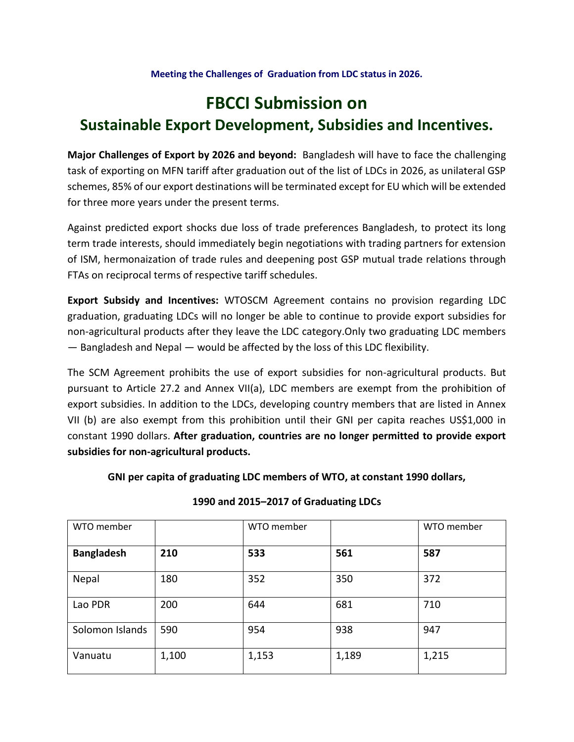**Meeting the Challenges of Graduation from LDC status in 2026.**

# FBCCI Submission on
## Sustainable Export Development, Subsidies and Incentives.

**Major Challenges of Export by 2026 and beyond:** Bangladesh will have to face the challenging task of exporting on MFN tariff after graduation out of the list of LDCs in 2026, as unilateral GSP schemes, 85% of our export destinations will be terminated except for EU which will be extended for three more years under the present terms.

Against predicted export shocks due loss of trade preferences Bangladesh, to protect its long term trade interests, should immediately begin negotiations with trading partners for extension of ISM, hermonaization of trade rules and deepening post GSP mutual trade relations through FTAs on reciprocal terms of respective tariff schedules.

**Export Subsidy and Incentives:** WTOSCM Agreement contains no provision regarding LDC graduation, graduating LDCs will no longer be able to continue to provide export subsidies for non-agricultural products after they leave the LDC category.Only two graduating LDC members — Bangladesh and Nepal — would be affected by the loss of this LDC flexibility.

The SCM Agreement prohibits the use of export subsidies for non-agricultural products. But pursuant to Article 27.2 and Annex VII(a), LDC members are exempt from the prohibition of export subsidies. In addition to the LDCs, developing country members that are listed in Annex VII (b) are also exempt from this prohibition until their GNI per capita reaches US$1,000 in constant 1990 dollars. **After graduation, countries are no longer permitted to provide export subsidies for non-agricultural products.**

**GNI per capita of graduating LDC members of WTO, at constant 1990 dollars,**

**1990 and 2015–2017 of Graduating LDCs**

| WTO member | | WTO member | | WTO member |
|---|---|---|---|---|
| **Bangladesh** | **210** | **533** | **561** | **587** |
| Nepal | 180 | 352 | 350 | 372 |
| Lao PDR | 200 | 644 | 681 | 710 |
| Solomon Islands | 590 | 954 | 938 | 947 |
| Vanuatu | 1,100 | 1,153 | 1,189 | 1,215 |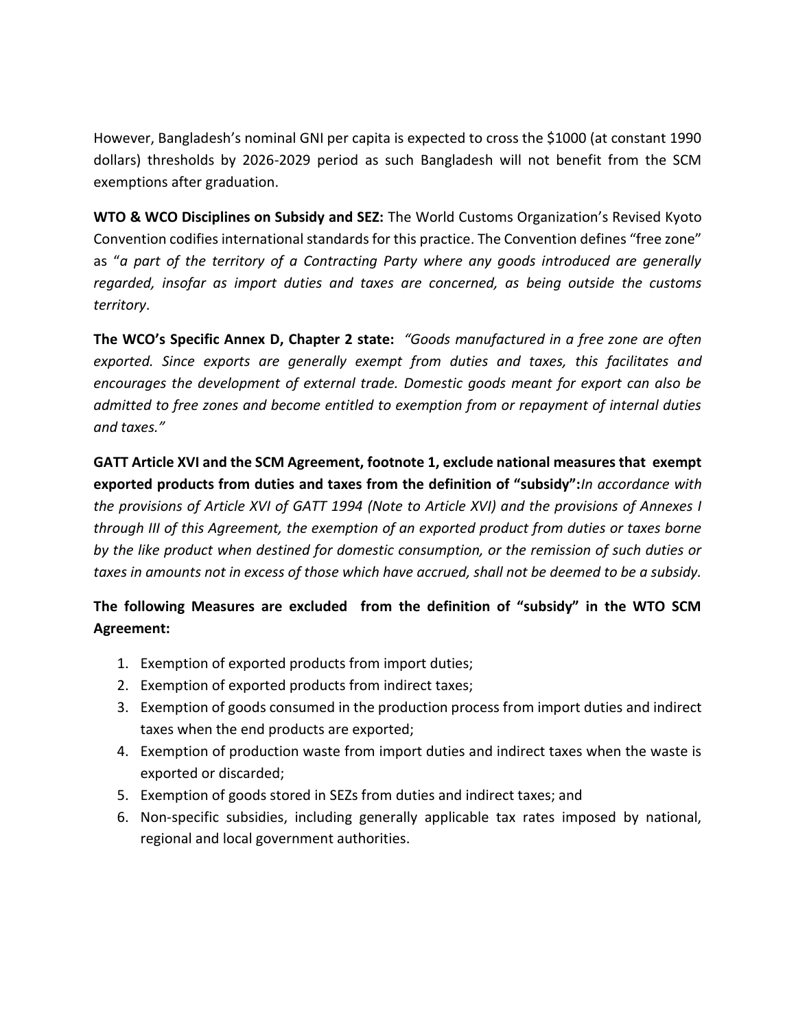However, Bangladesh's nominal GNI per capita is expected to cross the $1000 (at constant 1990 dollars) thresholds by 2026-2029 period as such Bangladesh will not benefit from the SCM exemptions after graduation.

**WTO & WCO Disciplines on Subsidy and SEZ:** The World Customs Organization's Revised Kyoto Convention codifies international standards for this practice. The Convention defines "free zone" as "*a part of the territory of a Contracting Party where any goods introduced are generally regarded, insofar as import duties and taxes are concerned, as being outside the customs territory*.

**The WCO's Specific Annex D, Chapter 2 state:** *"Goods manufactured in a free zone are often exported. Since exports are generally exempt from duties and taxes, this facilitates and encourages the development of external trade. Domestic goods meant for export can also be admitted to free zones and become entitled to exemption from or repayment of internal duties and taxes."*

**GATT Article XVI and the SCM Agreement, footnote 1, exclude national measures that exempt exported products from duties and taxes from the definition of "subsidy":** *In accordance with the provisions of Article XVI of GATT 1994 (Note to Article XVI) and the provisions of Annexes I through III of this Agreement, the exemption of an exported product from duties or taxes borne by the like product when destined for domestic consumption, or the remission of such duties or taxes in amounts not in excess of those which have accrued, shall not be deemed to be a subsidy.*

**The following Measures are excluded from the definition of "subsidy" in the WTO SCM Agreement:**

1. Exemption of exported products from import duties;
2. Exemption of exported products from indirect taxes;
3. Exemption of goods consumed in the production process from import duties and indirect taxes when the end products are exported;
4. Exemption of production waste from import duties and indirect taxes when the waste is exported or discarded;
5. Exemption of goods stored in SEZs from duties and indirect taxes; and
6. Non-specific subsidies, including generally applicable tax rates imposed by national, regional and local government authorities.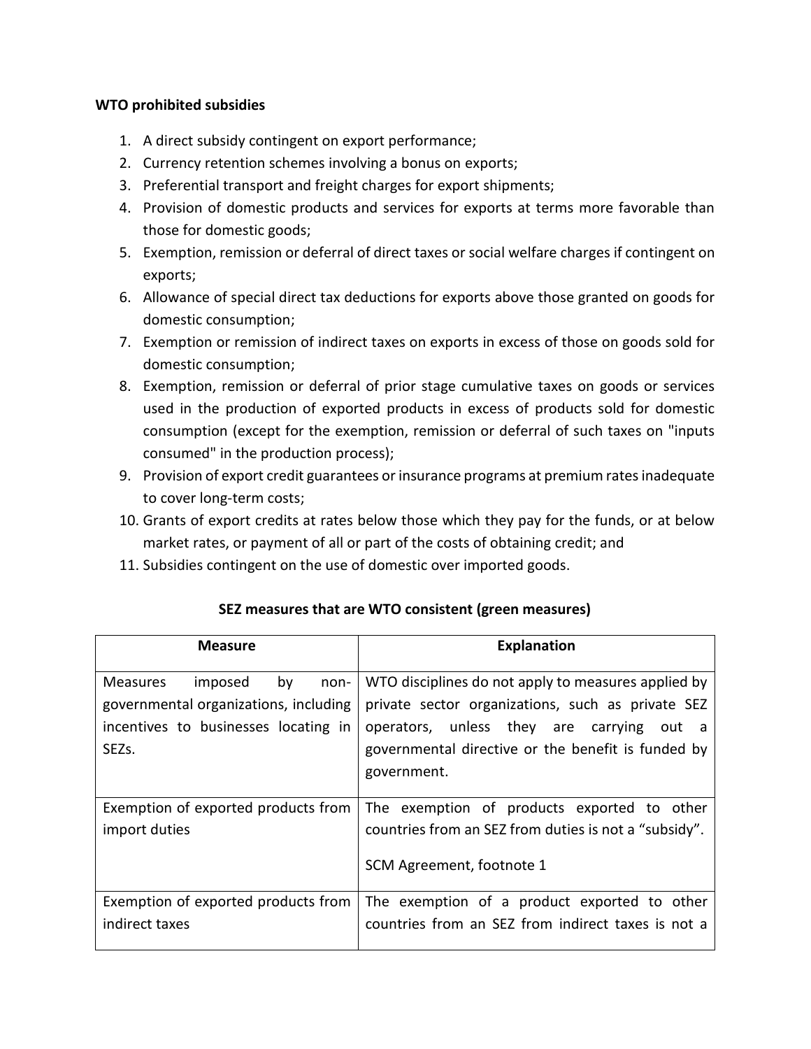**WTO prohibited subsidies**

1. A direct subsidy contingent on export performance;
2. Currency retention schemes involving a bonus on exports;
3. Preferential transport and freight charges for export shipments;
4. Provision of domestic products and services for exports at terms more favorable than those for domestic goods;
5. Exemption, remission or deferral of direct taxes or social welfare charges if contingent on exports;
6. Allowance of special direct tax deductions for exports above those granted on goods for domestic consumption;
7. Exemption or remission of indirect taxes on exports in excess of those on goods sold for domestic consumption;
8. Exemption, remission or deferral of prior stage cumulative taxes on goods or services used in the production of exported products in excess of products sold for domestic consumption (except for the exemption, remission or deferral of such taxes on "inputs consumed" in the production process);
9. Provision of export credit guarantees or insurance programs at premium rates inadequate to cover long-term costs;
10. Grants of export credits at rates below those which they pay for the funds, or at below market rates, or payment of all or part of the costs of obtaining credit; and
11. Subsidies contingent on the use of domestic over imported goods.

**SEZ measures that are WTO consistent (green measures)**

| Measure | Explanation |
|---|---|
| Measures imposed by non-governmental organizations, including incentives to businesses locating in SEZs. | WTO disciplines do not apply to measures applied by private sector organizations, such as private SEZ operators, unless they are carrying out a governmental directive or the benefit is funded by government. |
| Exemption of exported products from import duties | The exemption of products exported to other countries from an SEZ from duties is not a "subsidy". <br><br> SCM Agreement, footnote 1 |
| Exemption of exported products from indirect taxes | The exemption of a product exported to other countries from an SEZ from indirect taxes is not a |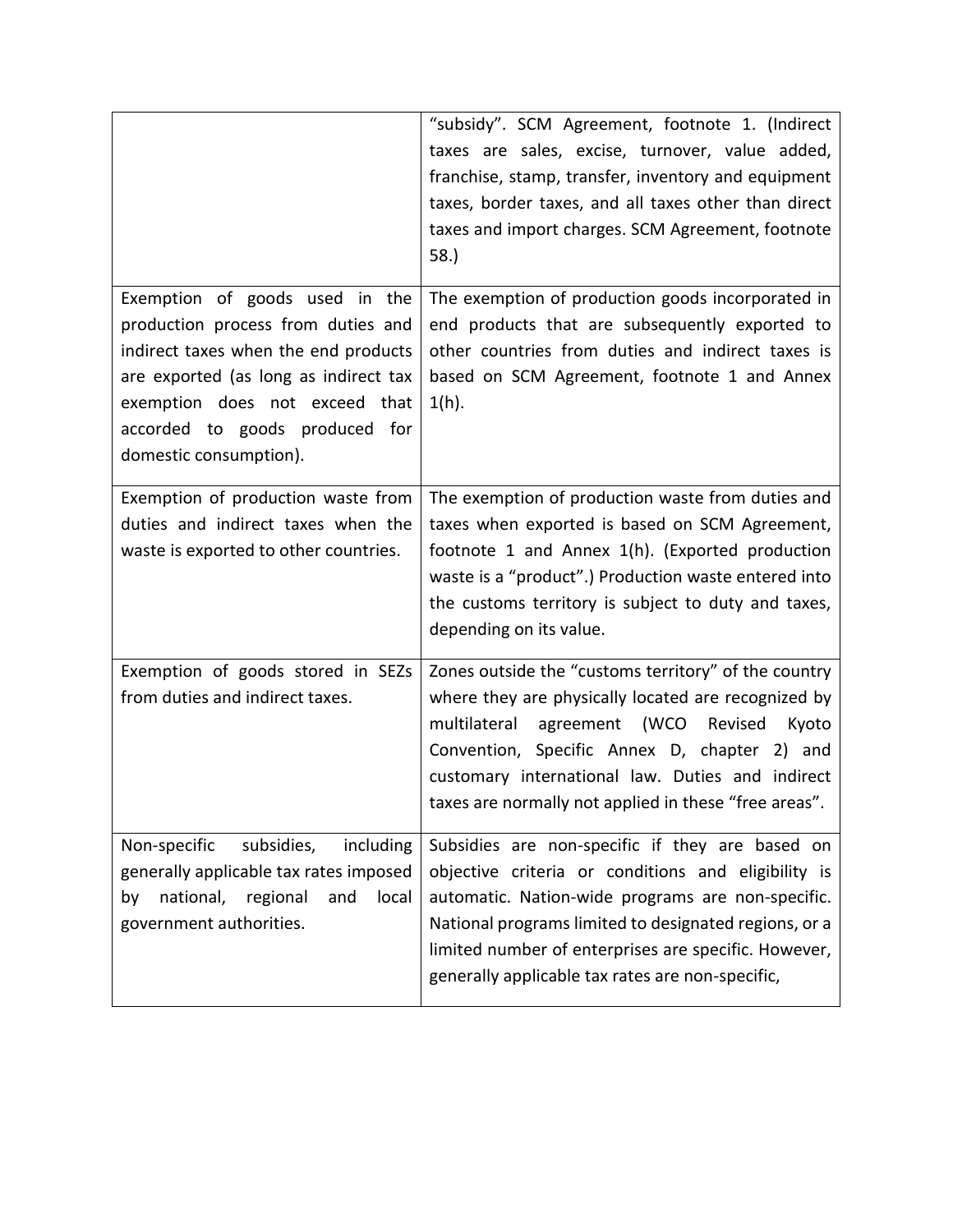| | |
|---|---|
| | "subsidy". SCM Agreement, footnote 1. (Indirect taxes are sales, excise, turnover, value added, franchise, stamp, transfer, inventory and equipment taxes, border taxes, and all taxes other than direct taxes and import charges. SCM Agreement, footnote 58.) |
| Exemption of goods used in the production process from duties and indirect taxes when the end products are exported (as long as indirect tax exemption does not exceed that accorded to goods produced for domestic consumption). | The exemption of production goods incorporated in end products that are subsequently exported to other countries from duties and indirect taxes is based on SCM Agreement, footnote 1 and Annex 1(h). |
| Exemption of production waste from duties and indirect taxes when the waste is exported to other countries. | The exemption of production waste from duties and taxes when exported is based on SCM Agreement, footnote 1 and Annex 1(h). (Exported production waste is a "product".) Production waste entered into the customs territory is subject to duty and taxes, depending on its value. |
| Exemption of goods stored in SEZs from duties and indirect taxes. | Zones outside the "customs territory" of the country where they are physically located are recognized by multilateral agreement (WCO Revised Kyoto Convention, Specific Annex D, chapter 2) and customary international law. Duties and indirect taxes are normally not applied in these "free areas". |
| Non-specific subsidies, including generally applicable tax rates imposed by national, regional and local government authorities. | Subsidies are non-specific if they are based on objective criteria or conditions and eligibility is automatic. Nation-wide programs are non-specific. National programs limited to designated regions, or a limited number of enterprises are specific. However, generally applicable tax rates are non-specific, |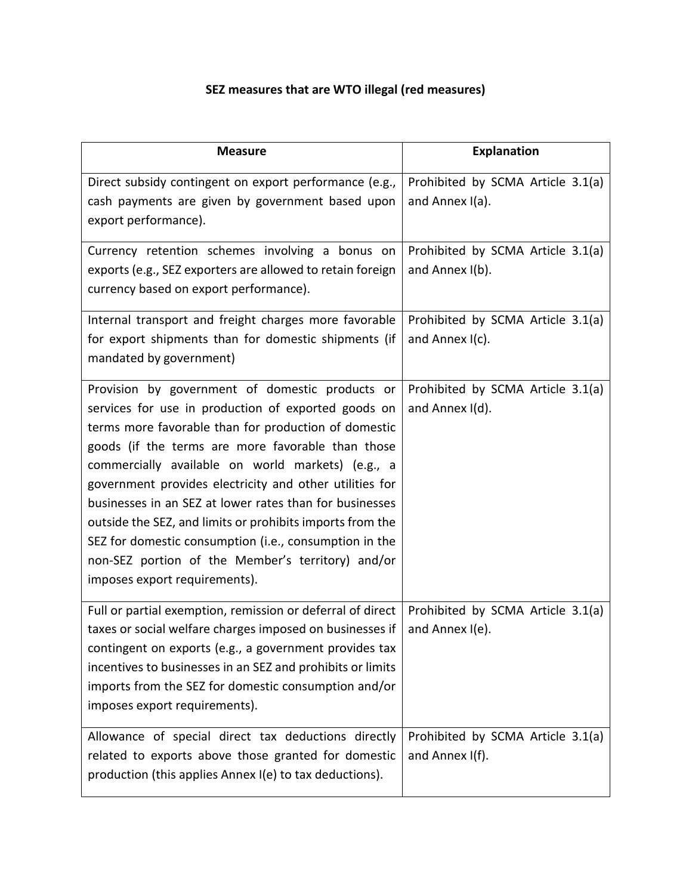**SEZ measures that are WTO illegal (red measures)**

| Measure | Explanation |
| --- | --- |
| Direct subsidy contingent on export performance (e.g., cash payments are given by government based upon export performance). | Prohibited by SCMA Article 3.1(a) and Annex I(a). |
| Currency retention schemes involving a bonus on exports (e.g., SEZ exporters are allowed to retain foreign currency based on export performance). | Prohibited by SCMA Article 3.1(a) and Annex I(b). |
| Internal transport and freight charges more favorable for export shipments than for domestic shipments (if mandated by government) | Prohibited by SCMA Article 3.1(a) and Annex I(c). |
| Provision by government of domestic products or services for use in production of exported goods on terms more favorable than for production of domestic goods (if the terms are more favorable than those commercially available on world markets) (e.g., a government provides electricity and other utilities for businesses in an SEZ at lower rates than for businesses outside the SEZ, and limits or prohibits imports from the SEZ for domestic consumption (i.e., consumption in the non-SEZ portion of the Member's territory) and/or imposes export requirements). | Prohibited by SCMA Article 3.1(a) and Annex I(d). |
| Full or partial exemption, remission or deferral of direct taxes or social welfare charges imposed on businesses if contingent on exports (e.g., a government provides tax incentives to businesses in an SEZ and prohibits or limits imports from the SEZ for domestic consumption and/or imposes export requirements). | Prohibited by SCMA Article 3.1(a) and Annex I(e). |
| Allowance of special direct tax deductions directly related to exports above those granted for domestic production (this applies Annex I(e) to tax deductions). | Prohibited by SCMA Article 3.1(a) and Annex I(f). |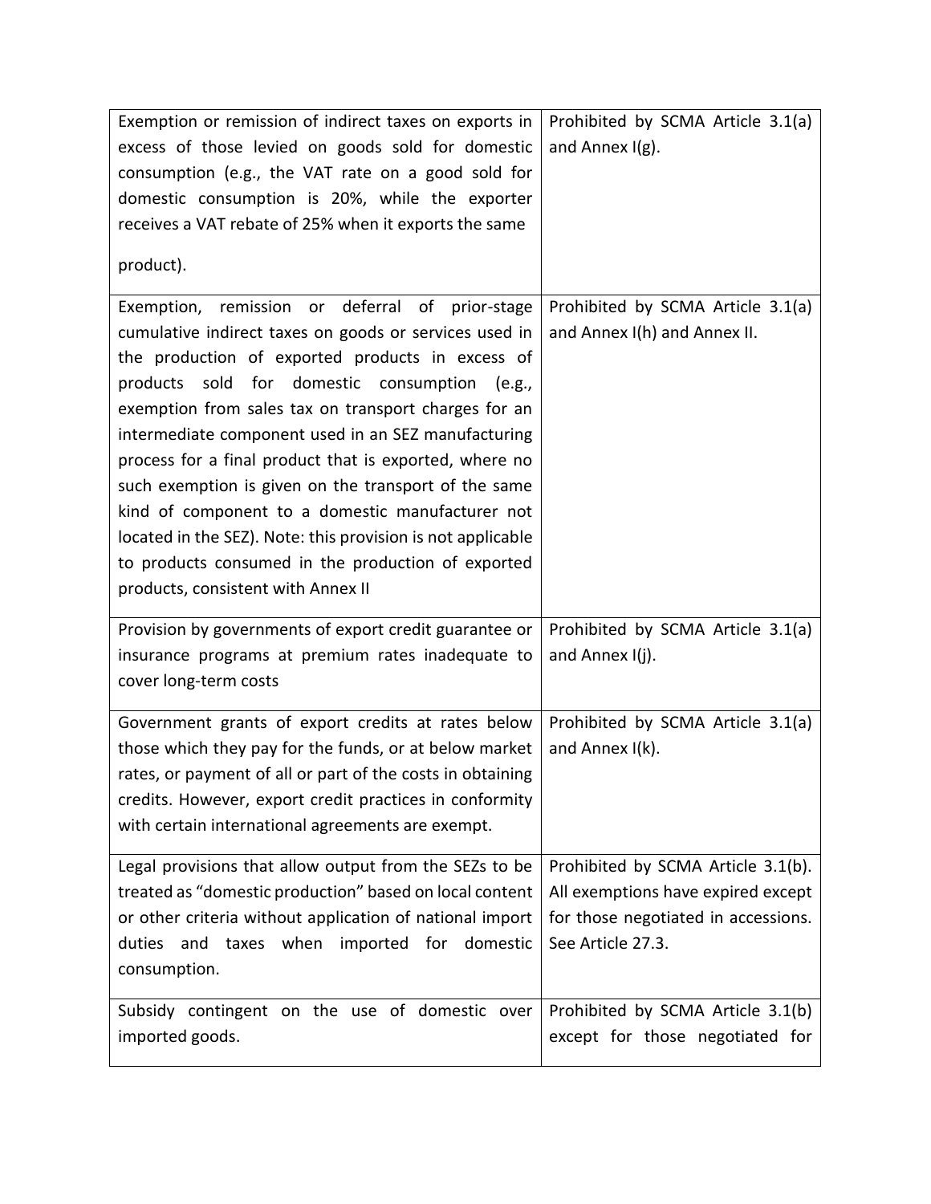| | |
|---|---|
| Exemption or remission of indirect taxes on exports in excess of those levied on goods sold for domestic consumption (e.g., the VAT rate on a good sold for domestic consumption is 20%, while the exporter receives a VAT rebate of 25% when it exports the same product). | Prohibited by SCMA Article 3.1(a) and Annex I(g). |
| Exemption, remission or deferral of prior-stage cumulative indirect taxes on goods or services used in the production of exported products in excess of products sold for domestic consumption (e.g., exemption from sales tax on transport charges for an intermediate component used in an SEZ manufacturing process for a final product that is exported, where no such exemption is given on the transport of the same kind of component to a domestic manufacturer not located in the SEZ). Note: this provision is not applicable to products consumed in the production of exported products, consistent with Annex II | Prohibited by SCMA Article 3.1(a) and Annex I(h) and Annex II. |
| Provision by governments of export credit guarantee or insurance programs at premium rates inadequate to cover long-term costs | Prohibited by SCMA Article 3.1(a) and Annex I(j). |
| Government grants of export credits at rates below those which they pay for the funds, or at below market rates, or payment of all or part of the costs in obtaining credits. However, export credit practices in conformity with certain international agreements are exempt. | Prohibited by SCMA Article 3.1(a) and Annex I(k). |
| Legal provisions that allow output from the SEZs to be treated as "domestic production" based on local content or other criteria without application of national import duties and taxes when imported for domestic consumption. | Prohibited by SCMA Article 3.1(b). All exemptions have expired except for those negotiated in accessions. See Article 27.3. |
| Subsidy contingent on the use of domestic over imported goods. | Prohibited by SCMA Article 3.1(b) except for those negotiated for |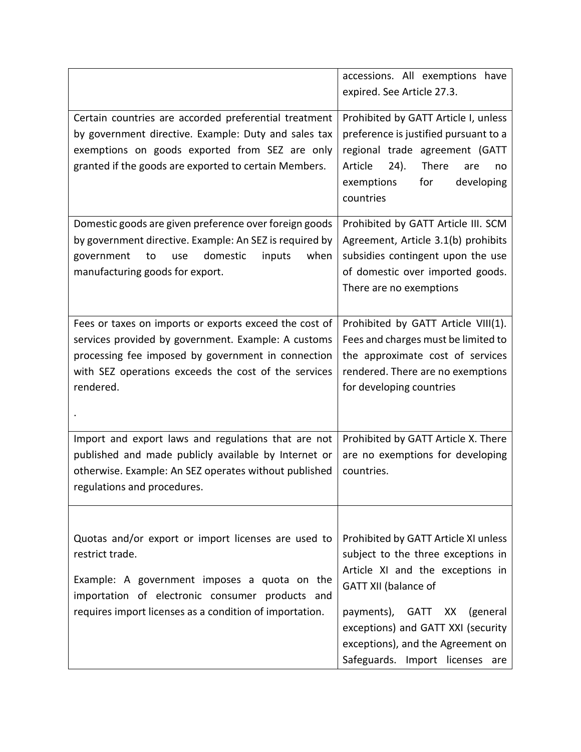| | |
|---|---|
| | accessions. All exemptions have expired. See Article 27.3. |
| Certain countries are accorded preferential treatment by government directive. Example: Duty and sales tax exemptions on goods exported from SEZ are only granted if the goods are exported to certain Members. | Prohibited by GATT Article I, unless preference is justified pursuant to a regional trade agreement (GATT Article 24). There are no exemptions for developing countries |
| Domestic goods are given preference over foreign goods by government directive. Example: An SEZ is required by government to use domestic inputs when manufacturing goods for export. | Prohibited by GATT Article III. SCM Agreement, Article 3.1(b) prohibits subsidies contingent upon the use of domestic over imported goods. There are no exemptions |
| Fees or taxes on imports or exports exceed the cost of services provided by government. Example: A customs processing fee imposed by government in connection with SEZ operations exceeds the cost of the services rendered.<br><br>. | Prohibited by GATT Article VIII(1). Fees and charges must be limited to the approximate cost of services rendered. There are no exemptions for developing countries |
| Import and export laws and regulations that are not published and made publicly available by Internet or otherwise. Example: An SEZ operates without published regulations and procedures. | Prohibited by GATT Article X. There are no exemptions for developing countries. |
| Quotas and/or export or import licenses are used to restrict trade.<br><br>Example: A government imposes a quota on the importation of electronic consumer products and requires import licenses as a condition of importation. | Prohibited by GATT Article XI unless subject to the three exceptions in Article XI and the exceptions in GATT XII (balance of<br><br>payments), GATT XX (general exceptions) and GATT XXI (security exceptions), and the Agreement on Safeguards. Import licenses are |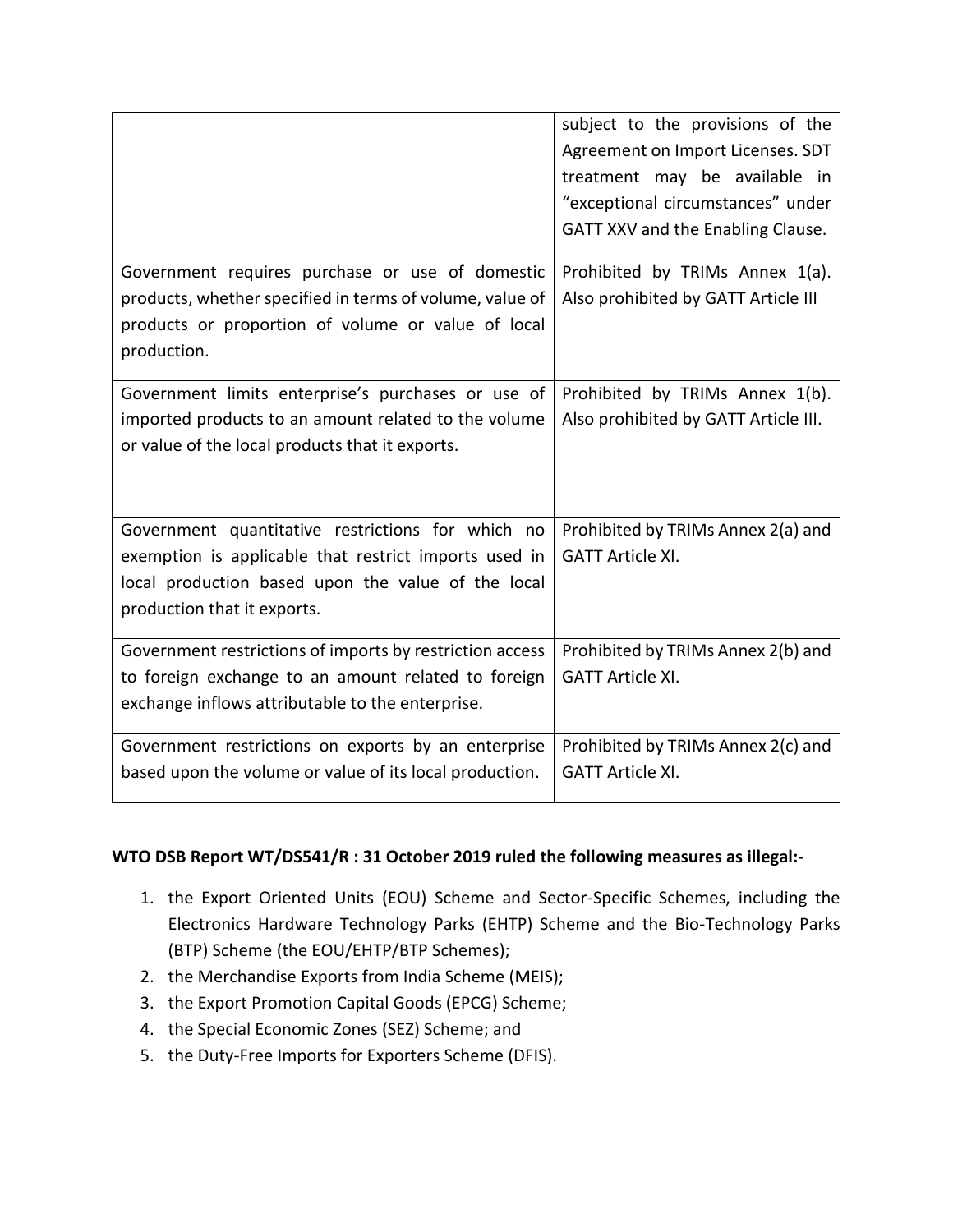| | |
|---|---|
| | subject to the provisions of the Agreement on Import Licenses. SDT treatment may be available in "exceptional circumstances" under GATT XXV and the Enabling Clause. |
| Government requires purchase or use of domestic products, whether specified in terms of volume, value of products or proportion of volume or value of local production. | Prohibited by TRIMs Annex 1(a). Also prohibited by GATT Article III |
| Government limits enterprise's purchases or use of imported products to an amount related to the volume or value of the local products that it exports. | Prohibited by TRIMs Annex 1(b). Also prohibited by GATT Article III. |
| Government quantitative restrictions for which no exemption is applicable that restrict imports used in local production based upon the value of the local production that it exports. | Prohibited by TRIMs Annex 2(a) and GATT Article XI. |
| Government restrictions of imports by restriction access to foreign exchange to an amount related to foreign exchange inflows attributable to the enterprise. | Prohibited by TRIMs Annex 2(b) and GATT Article XI. |
| Government restrictions on exports by an enterprise based upon the volume or value of its local production. | Prohibited by TRIMs Annex 2(c) and GATT Article XI. |

**WTO DSB Report WT/DS541/R : 31 October 2019 ruled the following measures as illegal:-**

1. the Export Oriented Units (EOU) Scheme and Sector-Specific Schemes, including the Electronics Hardware Technology Parks (EHTP) Scheme and the Bio-Technology Parks (BTP) Scheme (the EOU/EHTP/BTP Schemes);
2. the Merchandise Exports from India Scheme (MEIS);
3. the Export Promotion Capital Goods (EPCG) Scheme;
4. the Special Economic Zones (SEZ) Scheme; and
5. the Duty-Free Imports for Exporters Scheme (DFIS).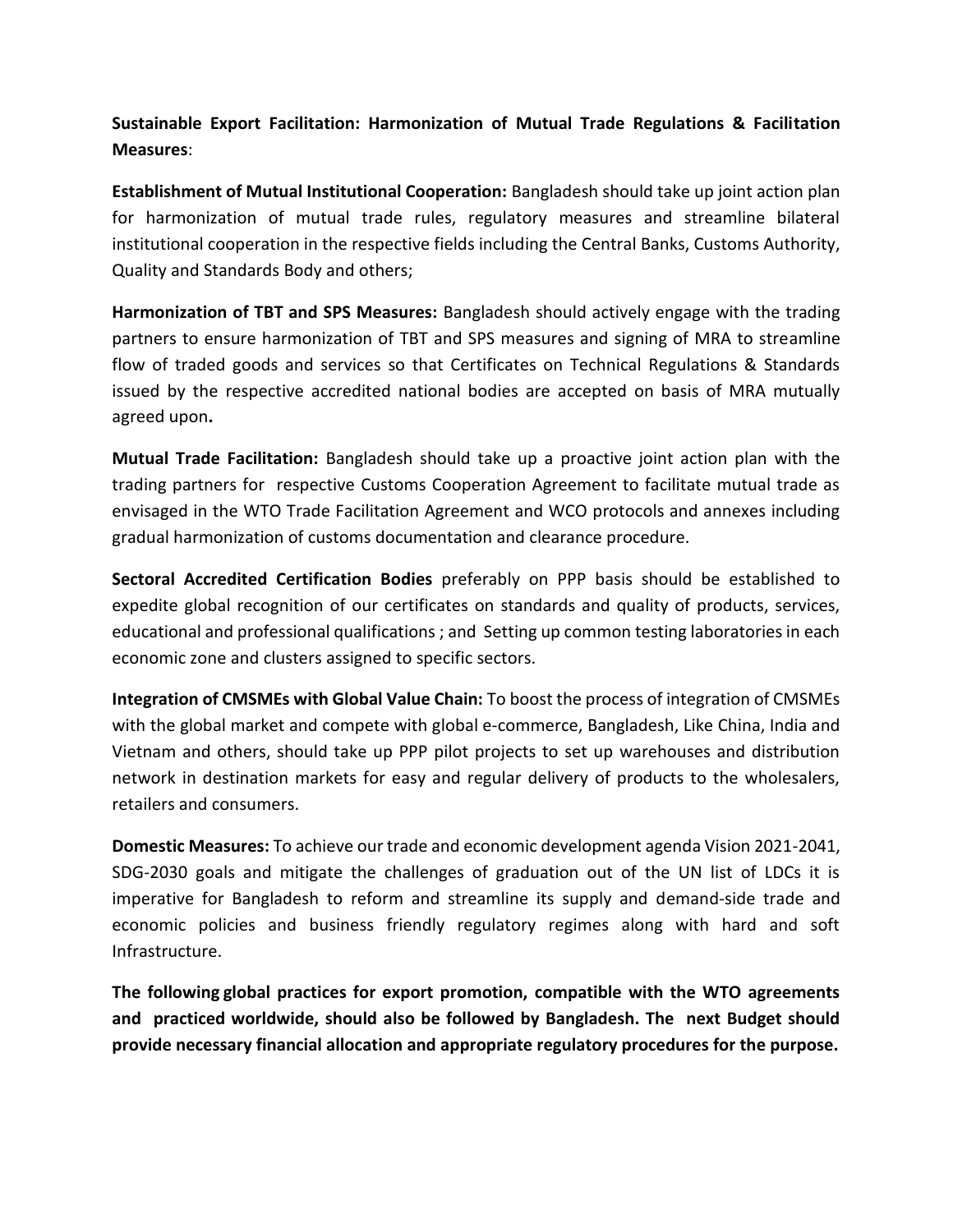**Sustainable Export Facilitation: Harmonization of Mutual Trade Regulations & Facilitation Measures**:

**Establishment of Mutual Institutional Cooperation:** Bangladesh should take up joint action plan for harmonization of mutual trade rules, regulatory measures and streamline bilateral institutional cooperation in the respective fields including the Central Banks, Customs Authority, Quality and Standards Body and others;

**Harmonization of TBT and SPS Measures:** Bangladesh should actively engage with the trading partners to ensure harmonization of TBT and SPS measures and signing of MRA to streamline flow of traded goods and services so that Certificates on Technical Regulations & Standards issued by the respective accredited national bodies are accepted on basis of MRA mutually agreed upon**.**

**Mutual Trade Facilitation:** Bangladesh should take up a proactive joint action plan with the trading partners for respective Customs Cooperation Agreement to facilitate mutual trade as envisaged in the WTO Trade Facilitation Agreement and WCO protocols and annexes including gradual harmonization of customs documentation and clearance procedure.

**Sectoral Accredited Certification Bodies** preferably on PPP basis should be established to expedite global recognition of our certificates on standards and quality of products, services, educational and professional qualifications ; and Setting up common testing laboratories in each economic zone and clusters assigned to specific sectors.

**Integration of CMSMEs with Global Value Chain:** To boost the process of integration of CMSMEs with the global market and compete with global e-commerce, Bangladesh, Like China, India and Vietnam and others, should take up PPP pilot projects to set up warehouses and distribution network in destination markets for easy and regular delivery of products to the wholesalers, retailers and consumers.

**Domestic Measures:** To achieve our trade and economic development agenda Vision 2021-2041, SDG-2030 goals and mitigate the challenges of graduation out of the UN list of LDCs it is imperative for Bangladesh to reform and streamline its supply and demand-side trade and economic policies and business friendly regulatory regimes along with hard and soft Infrastructure.

**The following global practices for export promotion, compatible with the WTO agreements and practiced worldwide, should also be followed by Bangladesh. The next Budget should provide necessary financial allocation and appropriate regulatory procedures for the purpose.**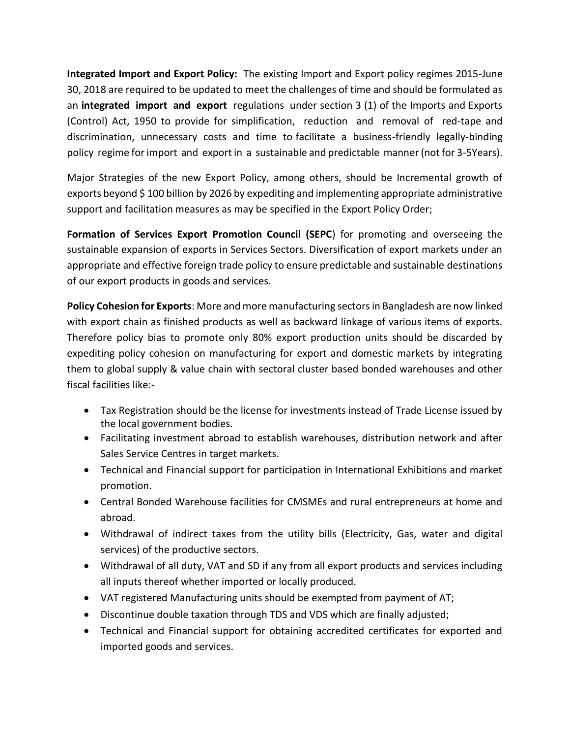**Integrated Import and Export Policy:** The existing Import and Export policy regimes 2015-June 30, 2018 are required to be updated to meet the challenges of time and should be formulated as an **integrated import and export** regulations under section 3 (1) of the Imports and Exports (Control) Act, 1950 to provide for simplification, reduction and removal of red-tape and discrimination, unnecessary costs and time to facilitate a business-friendly legally-binding policy regime for import and export in a sustainable and predictable manner (not for 3-5Years).

Major Strategies of the new Export Policy, among others, should be Incremental growth of exports beyond $ 100 billion by 2026 by expediting and implementing appropriate administrative support and facilitation measures as may be specified in the Export Policy Order;

**Formation of Services Export Promotion Council (SEPC**) for promoting and overseeing the sustainable expansion of exports in Services Sectors. Diversification of export markets under an appropriate and effective foreign trade policy to ensure predictable and sustainable destinations of our export products in goods and services.

**Policy Cohesion for Exports**: More and more manufacturing sectors in Bangladesh are now linked with export chain as finished products as well as backward linkage of various items of exports. Therefore policy bias to promote only 80% export production units should be discarded by expediting policy cohesion on manufacturing for export and domestic markets by integrating them to global supply & value chain with sectoral cluster based bonded warehouses and other fiscal facilities like:-

- Tax Registration should be the license for investments instead of Trade License issued by the local government bodies.
- Facilitating investment abroad to establish warehouses, distribution network and after Sales Service Centres in target markets.
- Technical and Financial support for participation in International Exhibitions and market promotion.
- Central Bonded Warehouse facilities for CMSMEs and rural entrepreneurs at home and abroad.
- Withdrawal of indirect taxes from the utility bills (Electricity, Gas, water and digital services) of the productive sectors.
- Withdrawal of all duty, VAT and SD if any from all export products and services including all inputs thereof whether imported or locally produced.
- VAT registered Manufacturing units should be exempted from payment of AT;
- Discontinue double taxation through TDS and VDS which are finally adjusted;
- Technical and Financial support for obtaining accredited certificates for exported and imported goods and services.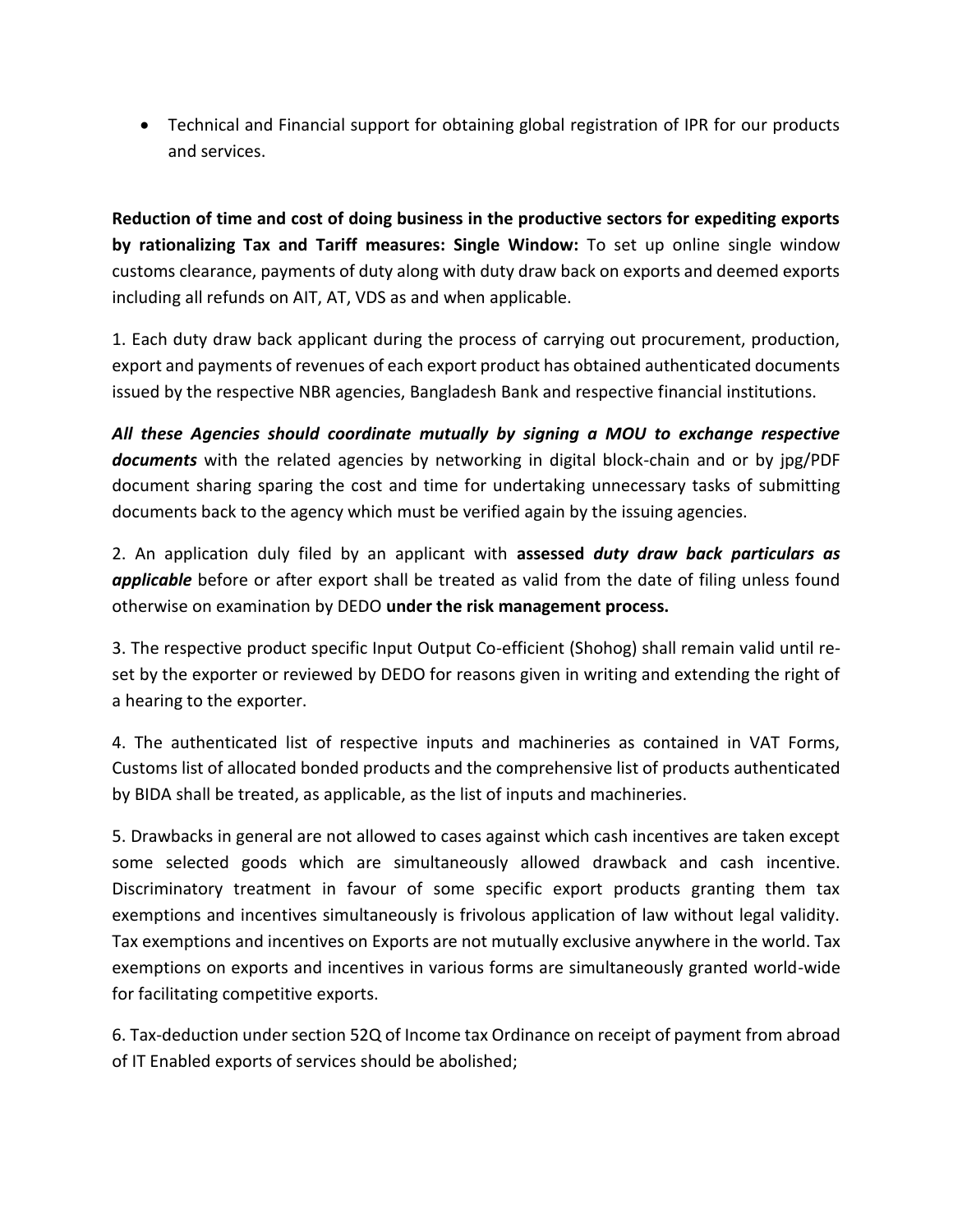- Technical and Financial support for obtaining global registration of IPR for our products and services.

**Reduction of time and cost of doing business in the productive sectors for expediting exports by rationalizing Tax and Tariff measures: Single Window:** To set up online single window customs clearance, payments of duty along with duty draw back on exports and deemed exports including all refunds on AIT, AT, VDS as and when applicable.

1. Each duty draw back applicant during the process of carrying out procurement, production, export and payments of revenues of each export product has obtained authenticated documents issued by the respective NBR agencies, Bangladesh Bank and respective financial institutions.

***All these Agencies should coordinate mutually by signing a MOU to exchange respective documents*** with the related agencies by networking in digital block-chain and or by jpg/PDF document sharing sparing the cost and time for undertaking unnecessary tasks of submitting documents back to the agency which must be verified again by the issuing agencies.

2. An application duly filed by an applicant with **assessed *duty draw back particulars as applicable*** before or after export shall be treated as valid from the date of filing unless found otherwise on examination by DEDO **under the risk management process.**

3. The respective product specific Input Output Co-efficient (Shohog) shall remain valid until re-set by the exporter or reviewed by DEDO for reasons given in writing and extending the right of a hearing to the exporter.

4. The authenticated list of respective inputs and machineries as contained in VAT Forms, Customs list of allocated bonded products and the comprehensive list of products authenticated by BIDA shall be treated, as applicable, as the list of inputs and machineries.

5. Drawbacks in general are not allowed to cases against which cash incentives are taken except some selected goods which are simultaneously allowed drawback and cash incentive. Discriminatory treatment in favour of some specific export products granting them tax exemptions and incentives simultaneously is frivolous application of law without legal validity. Tax exemptions and incentives on Exports are not mutually exclusive anywhere in the world. Tax exemptions on exports and incentives in various forms are simultaneously granted world-wide for facilitating competitive exports.

6. Tax-deduction under section 52Q of Income tax Ordinance on receipt of payment from abroad of IT Enabled exports of services should be abolished;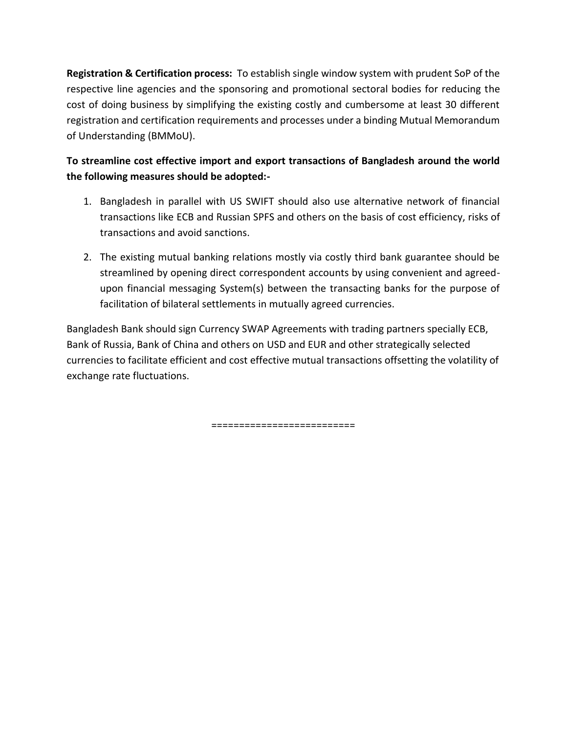**Registration & Certification process:** To establish single window system with prudent SoP of the respective line agencies and the sponsoring and promotional sectoral bodies for reducing the cost of doing business by simplifying the existing costly and cumbersome at least 30 different registration and certification requirements and processes under a binding Mutual Memorandum of Understanding (BMMoU).

**To streamline cost effective import and export transactions of Bangladesh around the world the following measures should be adopted:-**

1. Bangladesh in parallel with US SWIFT should also use alternative network of financial transactions like ECB and Russian SPFS and others on the basis of cost efficiency, risks of transactions and avoid sanctions.
2. The existing mutual banking relations mostly via costly third bank guarantee should be streamlined by opening direct correspondent accounts by using convenient and agreed-upon financial messaging System(s) between the transacting banks for the purpose of facilitation of bilateral settlements in mutually agreed currencies.

Bangladesh Bank should sign Currency SWAP Agreements with trading partners specially ECB, Bank of Russia, Bank of China and others on USD and EUR and other strategically selected currencies to facilitate efficient and cost effective mutual transactions offsetting the volatility of exchange rate fluctuations.

==========================